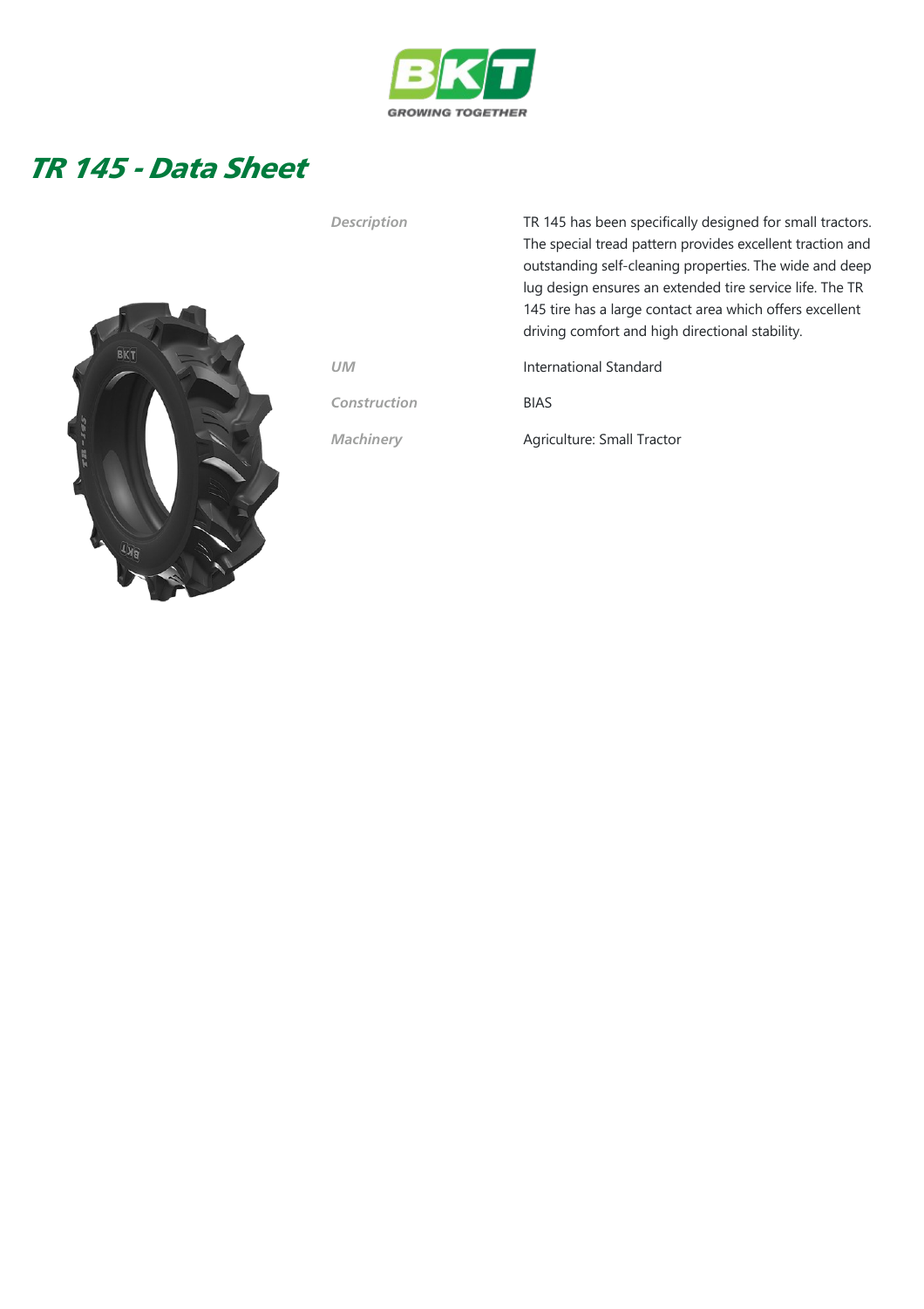# TR 145 - Data Sheet

| | |
|---|---|
| *Description* | TR 145 has been specifically designed for small tractors. The special tread pattern provides excellent traction and outstanding self-cleaning properties. The wide and deep lug design ensures an extended tire service life. The TR 145 tire has a large contact area which offers excellent driving comfort and high directional stability. |
| *UM* | International Standard |
| *Construction* | BIAS |
| *Machinery* | Agriculture: Small Tractor |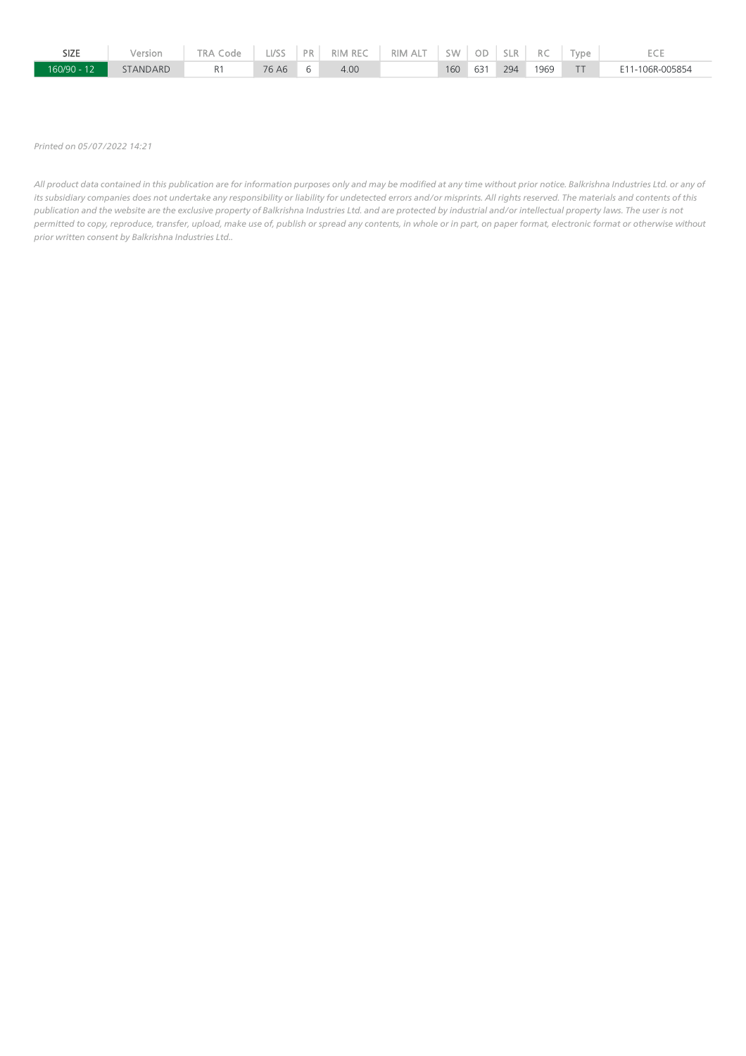| SIZE | Version | TRA Code | LI/SS | PR | RIM REC | RIM ALT | SW | OD | SLR | RC | Type | ECE |
|---|---|---|---|---|---|---|---|---|---|---|---|---|
| 160/90 - 12 | STANDARD | R1 | 76 A6 | 6 | 4.00 | | 160 | 631 | 294 | 1969 | TT | E11-106R-005854 |

*Printed on 05/07/2022 14:21*

*All product data contained in this publication are for information purposes only and may be modified at any time without prior notice. Balkrishna Industries Ltd. or any of its subsidiary companies does not undertake any responsibility or liability for undetected errors and/or misprints. All rights reserved. The materials and contents of this publication and the website are the exclusive property of Balkrishna Industries Ltd. and are protected by industrial and/or intellectual property laws. The user is not permitted to copy, reproduce, transfer, upload, make use of, publish or spread any contents, in whole or in part, on paper format, electronic format or otherwise without prior written consent by Balkrishna Industries Ltd..*